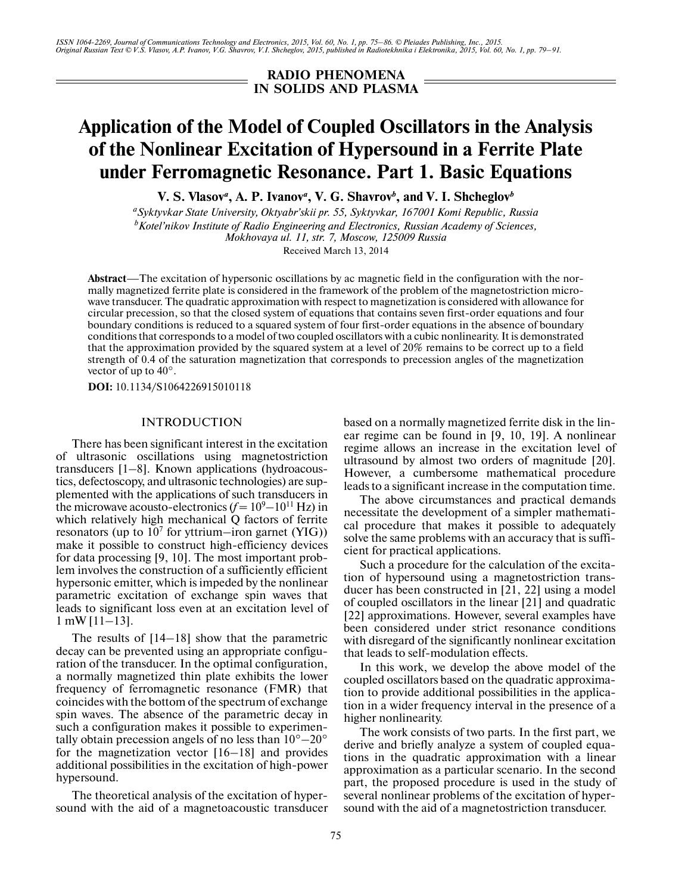## RADIO PHENOMENA IN SOLIDS AND PLASMA

# Application of the Model of Coupled Oscillators in the Analysis of the Nonlinear Excitation of Hypersound in a Ferrite Plate under Ferromagnetic Resonance. Part 1. Basic Equations

**V. S. Vlasov[a], A. P. Ivanov[a], V. G. Shavrov[b], and V. I. Shcheglov[b]**

[a] *Syktyvkar State University, Oktyabr'skii pr. 55, Syktyvkar, 167001 Komi Republic, Russia*

[b] *Kotel'nikov Institute of Radio Engineering and Electronics, Russian Academy of Sciences, Mokhovaya ul. 11, str. 7, Moscow, 125009 Russia*

Received March 13, 2014

**Abstract**—The excitation of hypersonic oscillations by ac magnetic field in the configuration with the normally magnetized ferrite plate is considered in the framework of the problem of the magnetostriction microwave transducer. The quadratic approximation with respect to magnetization is considered with allowance for circular precession, so that the closed system of equations that contains seven first-order equations and four boundary conditions is reduced to a squared system of four first-order equations in the absence of boundary conditions that corresponds to a model of two coupled oscillators with a cubic nonlinearity. It is demonstrated that the approximation provided by the squared system at a level of 20% remains to be correct up to a field strength of 0.4 of the saturation magnetization that corresponds to precession angles of the magnetization vector of up to 40°.

**DOI:** 10.1134/S1064226915010118

## INTRODUCTION

There has been significant interest in the excitation of ultrasonic oscillations using magnetostriction transducers [1–8]. Known applications (hydroacoustics, defectoscopy, and ultrasonic technologies) are supplemented with the applications of such transducers in the microwave acousto-electronics ($f = 10^9$–$10^{11}$ Hz) in which relatively high mechanical Q factors of ferrite resonators (up to $10^7$ for yttrium–iron garnet (YIG)) make it possible to construct high-efficiency devices for data processing [9, 10]. The most important problem involves the construction of a sufficiently efficient hypersonic emitter, which is impeded by the nonlinear parametric excitation of exchange spin waves that leads to significant loss even at an excitation level of 1 mW [11–13].

The results of [14–18] show that the parametric decay can be prevented using an appropriate configuration of the transducer. In the optimal configuration, a normally magnetized thin plate exhibits the lower frequency of ferromagnetic resonance (FMR) that coincides with the bottom of the spectrum of exchange spin waves. The absence of the parametric decay in such a configuration makes it possible to experimentally obtain precession angels of no less than 10°–20° for the magnetization vector [16–18] and provides additional possibilities in the excitation of high-power hypersound.

The theoretical analysis of the excitation of hypersound with the aid of a magnetoacoustic transducer based on a normally magnetized ferrite disk in the linear regime can be found in [9, 10, 19]. A nonlinear regime allows an increase in the excitation level of ultrasound by almost two orders of magnitude [20]. However, a cumbersome mathematical procedure leads to a significant increase in the computation time.

The above circumstances and practical demands necessitate the development of a simpler mathematical procedure that makes it possible to adequately solve the same problems with an accuracy that is sufficient for practical applications.

Such a procedure for the calculation of the excitation of hypersound using a magnetostriction transducer has been constructed in [21, 22] using a model of coupled oscillators in the linear [21] and quadratic [22] approximations. However, several examples have been considered under strict resonance conditions with disregard of the significantly nonlinear excitation that leads to self-modulation effects.

In this work, we develop the above model of the coupled oscillators based on the quadratic approximation to provide additional possibilities in the application in a wider frequency interval in the presence of a higher nonlinearity.

The work consists of two parts. In the first part, we derive and briefly analyze a system of coupled equations in the quadratic approximation with a linear approximation as a particular scenario. In the second part, the proposed procedure is used in the study of several nonlinear problems of the excitation of hypersound with the aid of a magnetostriction transducer.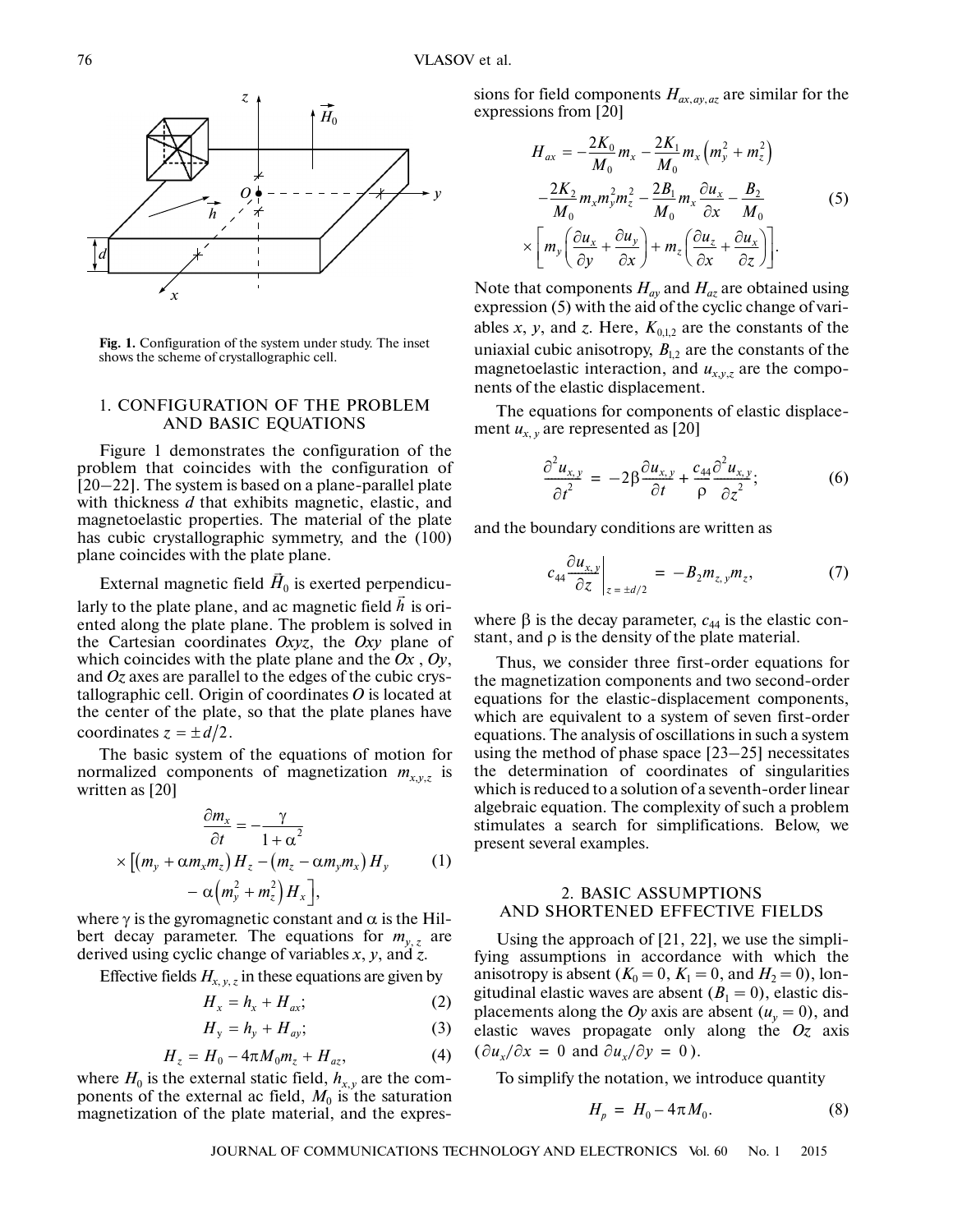Fig. 1. Configuration of the system under study. The inset shows the scheme of crystallographic cell.

## 1. CONFIGURATION OF THE PROBLEM AND BASIC EQUATIONS

Figure 1 demonstrates the configuration of the problem that coincides with the configuration of [20–22]. The system is based on a plane-parallel plate with thickness $d$ that exhibits magnetic, elastic, and magnetoelastic properties. The material of the plate has cubic crystallographic symmetry, and the (100) plane coincides with the plate plane.

External magnetic field $\vec{H}_0$ is exerted perpendicularly to the plate plane, and ac magnetic field $\vec{h}$ is oriented along the plate plane. The problem is solved in the Cartesian coordinates $Oxyz$, the $Oxy$ plane of which coincides with the plate plane and the $Ox$ , $Oy$, and $Oz$ axes are parallel to the edges of the cubic crystallographic cell. Origin of coordinates $O$ is located at the center of the plate, so that the plate planes have coordinates $z = \pm d/2$.

The basic system of the equations of motion for normalized components of magnetization $m_{x,y,z}$ is written as [20]

$$\frac{\partial m_x}{\partial t} = -\frac{\gamma}{1+\alpha^2} \times \left[\left(m_y + \alpha m_x m_z\right) H_z - \left(m_z - \alpha m_y m_x\right) H_y - \alpha\left(m_y^2 + m_z^2\right) H_x\right], \tag{1}$$

where $\gamma$ is the gyromagnetic constant and $\alpha$ is the Hilbert decay parameter. The equations for $m_{y,z}$ are derived using cyclic change of variables $x$, $y$, and $z$.

Effective fields $H_{x,y,z}$ in these equations are given by

$$H_x = h_x + H_{ax}; \tag{2}$$

$$H_y = h_y + H_{ay}; \tag{3}$$

$$H_z = H_0 - 4\pi M_0 m_z + H_{az}, \tag{4}$$

where $H_0$ is the external static field, $h_{x,y}$ are the components of the external ac field, $M_0$ is the saturation magnetization of the plate material, and the expressions for field components $H_{ax,ay,az}$ are similar for the expressions from [20]

$$H_{ax} = -\frac{2K_0}{M_0} m_x - \frac{2K_1}{M_0} m_x \left(m_y^2 + m_z^2\right) - \frac{2K_2}{M_0} m_x m_y^2 m_z^2 - \frac{2B_1}{M_0} m_x \frac{\partial u_x}{\partial x} - \frac{B_2}{M_0} \times \left[m_y\left(\frac{\partial u_x}{\partial y} + \frac{\partial u_y}{\partial x}\right) + m_z\left(\frac{\partial u_z}{\partial x} + \frac{\partial u_x}{\partial z}\right)\right]. \tag{5}$$

Note that components $H_{ay}$ and $H_{az}$ are obtained using expression (5) with the aid of the cyclic change of variables $x$, $y$, and $z$. Here, $K_{0,1,2}$ are the constants of the uniaxial cubic anisotropy, $B_{1,2}$ are the constants of the magnetoelastic interaction, and $u_{x,y,z}$ are the components of the elastic displacement.

The equations for components of elastic displacement $u_{x,y}$ are represented as [20]

$$\frac{\partial^2 u_{x,y}}{\partial t^2} = -2\beta \frac{\partial u_{x,y}}{\partial t} + \frac{c_{44}}{\rho}\frac{\partial^2 u_{x,y}}{\partial z^2}; \tag{6}$$

and the boundary conditions are written as

$$c_{44}\left.\frac{\partial u_{x,y}}{\partial z}\right|_{z=\pm d/2} = -B_2 m_{z,y} m_z, \tag{7}$$

where $\beta$ is the decay parameter, $c_{44}$ is the elastic constant, and $\rho$ is the density of the plate material.

Thus, we consider three first-order equations for the magnetization components and two second-order equations for the elastic-displacement components, which are equivalent to a system of seven first-order equations. The analysis of oscillations in such a system using the method of phase space [23–25] necessitates the determination of coordinates of singularities which is reduced to a solution of a seventh-order linear algebraic equation. The complexity of such a problem stimulates a search for simplifications. Below, we present several examples.

## 2. BASIC ASSUMPTIONS AND SHORTENED EFFECTIVE FIELDS

Using the approach of [21, 22], we use the simplifying assumptions in accordance with which the anisotropy is absent ($K_0 = 0$, $K_1 = 0$, and $H_2 = 0$), longitudinal elastic waves are absent ($B_1 = 0$), elastic displacements along the $Oy$ axis are absent ($u_y = 0$), and elastic waves propagate only along the $Oz$ axis ($\partial u_x/\partial x = 0$ and $\partial u_x/\partial y = 0$).

To simplify the notation, we introduce quantity

$$H_p = H_0 - 4\pi M_0. \tag{8}$$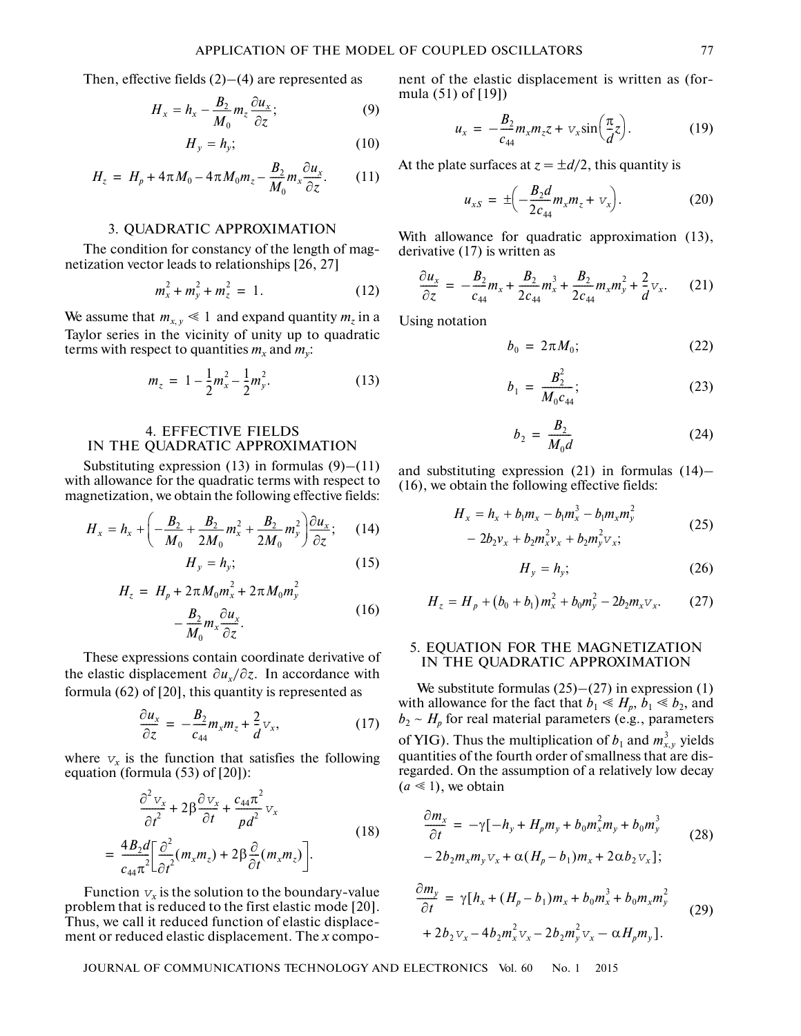Then, effective fields (2)–(4) are represented as

$$H_x = h_x - \frac{B_2}{M_0} m_z \frac{\partial u_x}{\partial z}; \tag{9}$$

$$H_y = h_y; \tag{10}$$

$$H_z = H_p + 4\pi M_0 - 4\pi M_0 m_z - \frac{B_2}{M_0} m_x \frac{\partial u_x}{\partial z}. \tag{11}$$

## 3. QUADRATIC APPROXIMATION

The condition for constancy of the length of magnetization vector leads to relationships [26, 27]

$$m_x^2 + m_y^2 + m_z^2 = 1. \tag{12}$$

We assume that $m_{x,y} \ll 1$ and expand quantity $m_z$ in a Taylor series in the vicinity of unity up to quadratic terms with respect to quantities $m_x$ and $m_y$:

$$m_z = 1 - \frac{1}{2} m_x^2 - \frac{1}{2} m_y^2. \tag{13}$$

## 4. EFFECTIVE FIELDS IN THE QUADRATIC APPROXIMATION

Substituting expression (13) in formulas (9)–(11) with allowance for the quadratic terms with respect to magnetization, we obtain the following effective fields:

$$H_x = h_x + \left( -\frac{B_2}{M_0} + \frac{B_2}{2M_0} m_x^2 + \frac{B_2}{2M_0} m_y^2 \right) \frac{\partial u_x}{\partial z}; \tag{14}$$

$$H_y = h_y; \tag{15}$$

$$H_z = H_p + 2\pi M_0 m_x^2 + 2\pi M_0 m_y^2 - \frac{B_2}{M_0} m_x \frac{\partial u_x}{\partial z}. \tag{16}$$

These expressions contain coordinate derivative of the elastic displacement $\partial u_x / \partial z$. In accordance with formula (62) of [20], this quantity is represented as

$$\frac{\partial u_x}{\partial z} = -\frac{B_2}{c_{44}} m_x m_z + \frac{2}{d} v_x, \tag{17}$$

where $v_x$ is the function that satisfies the following equation (formula (53) of [20]):

$$\frac{\partial^2 v_x}{\partial t^2} + 2\beta \frac{\partial v_x}{\partial t} + \frac{c_{44}\pi^2}{p d^2} v_x = \frac{4 B_2 d}{c_{44}\pi^2} \left[ \frac{\partial^2}{\partial t^2}(m_x m_z) + 2\beta \frac{\partial}{\partial t}(m_x m_z) \right]. \tag{18}$$

Function $v_x$ is the solution to the boundary-value problem that is reduced to the first elastic mode [20]. Thus, we call it reduced function of elastic displacement or reduced elastic displacement. The $x$ component of the elastic displacement is written as (formula (51) of [19])

$$u_x = -\frac{B_2}{c_{44}} m_x m_z z + v_x \sin\left(\frac{\pi}{d} z\right). \tag{19}$$

At the plate surfaces at $z = \pm d/2$, this quantity is

$$u_{xS} = \pm \left( -\frac{B_2 d}{2 c_{44}} m_x m_z + v_x \right). \tag{20}$$

With allowance for quadratic approximation (13), derivative (17) is written as

$$\frac{\partial u_x}{\partial z} = -\frac{B_2}{c_{44}} m_x + \frac{B_2}{2c_{44}} m_x^3 + \frac{B_2}{2c_{44}} m_x m_y^2 + \frac{2}{d} v_x. \tag{21}$$

Using notation

$$b_0 = 2\pi M_0; \tag{22}$$

$$b_1 = \frac{B_2^2}{M_0 c_{44}}; \tag{23}$$

$$b_2 = \frac{B_2}{M_0 d} \tag{24}$$

and substituting expression (21) in formulas (14)–(16), we obtain the following effective fields:

$$H_x = h_x + b_1 m_x - b_1 m_x^3 - b_1 m_x m_y^2 - 2 b_2 v_x + b_2 m_x^2 v_x + b_2 m_y^2 v_x; \tag{25}$$

$$H_y = h_y; \tag{26}$$

$$H_z = H_p + (b_0 + b_1) m_x^2 + b_0 m_y^2 - 2 b_2 m_x v_x. \tag{27}$$

## 5. EQUATION FOR THE MAGNETIZATION IN THE QUADRATIC APPROXIMATION

We substitute formulas (25)–(27) in expression (1) with allowance for the fact that $b_1 \ll H_p$, $b_1 \ll b_2$, and $b_2 \sim H_p$ for real material parameters (e.g., parameters of YIG). Thus the multiplication of $b_1$ and $m_{x,y}^3$ yields quantities of the fourth order of smallness that are disregarded. On the assumption of a relatively low decay ($\alpha \ll 1$), we obtain

$$\frac{\partial m_x}{\partial t} = -\gamma [ -h_y + H_p m_y + b_0 m_x^2 m_y + b_0 m_y^3 - 2 b_2 m_x m_y v_x + \alpha (H_p - b_1) m_x + 2\alpha b_2 v_x ]; \tag{28}$$

$$\frac{\partial m_y}{\partial t} = \gamma [ h_x + (H_p - b_1) m_x + b_0 m_x^3 + b_0 m_x m_y^2 + 2 b_2 v_x - 4 b_2 m_x^2 v_x - 2 b_2 m_y^2 v_x - \alpha H_p m_y ]. \tag{29}$$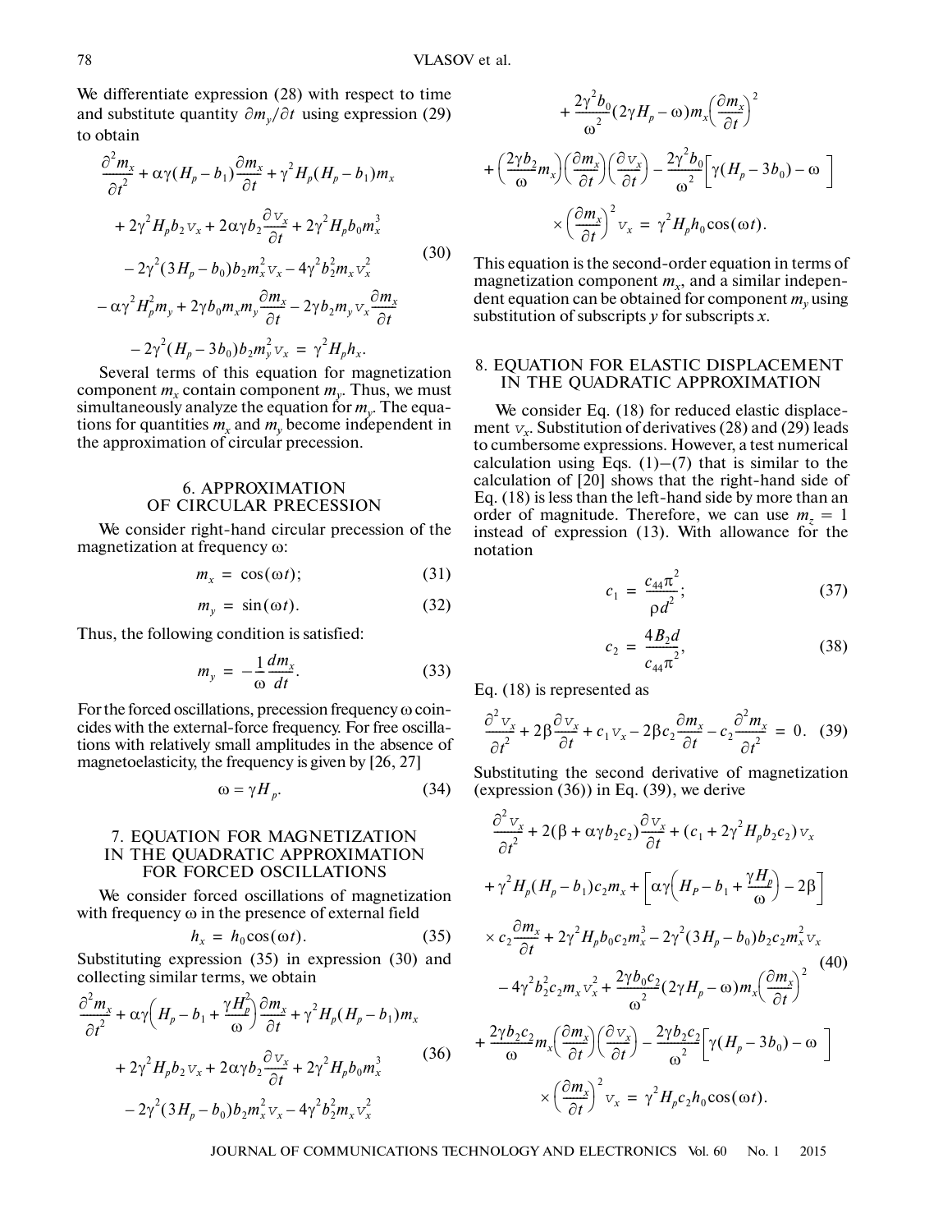We differentiate expression (28) with respect to time and substitute quantity $\partial m_y/\partial t$ using expression (29) to obtain

$$
\begin{aligned}
&\frac{\partial^2 m_x}{\partial t^2} + \alpha\gamma(H_p - b_1)\frac{\partial m_x}{\partial t} + \gamma^2 H_p(H_p - b_1)m_x \\
&+ 2\gamma^2 H_p b_2 v_x + 2\alpha\gamma b_2 \frac{\partial v_x}{\partial t} + 2\gamma^2 H_p b_0 m_x^3 \\
&- 2\gamma^2(3H_p - b_0)b_2 m_x^2 v_x - 4\gamma^2 b_2^2 m_x v_x^2 \\
&- \alpha\gamma^2 H_p^2 m_y + 2\gamma b_0 m_x m_y \frac{\partial m_x}{\partial t} - 2\gamma b_2 m_y v_x \frac{\partial m_x}{\partial t} \\
&- 2\gamma^2(H_p - 3b_0)b_2 m_y^2 v_x = \gamma^2 H_p h_x.
\end{aligned}
\tag{30}
$$

Several terms of this equation for magnetization component $m_x$ contain component $m_y$. Thus, we must simultaneously analyze the equation for $m_y$. The equations for quantities $m_x$ and $m_y$ become independent in the approximation of circular precession.

## 6. APPROXIMATION OF CIRCULAR PRECESSION

We consider right-hand circular precession of the magnetization at frequency $\omega$:

$$m_x = \cos(\omega t); \tag{31}$$

$$m_y = \sin(\omega t). \tag{32}$$

Thus, the following condition is satisfied:

$$m_y = -\frac{1}{\omega}\frac{dm_x}{dt}. \tag{33}$$

For the forced oscillations, precession frequency $\omega$ coincides with the external-force frequency. For free oscillations with relatively small amplitudes in the absence of magnetoelasticity, the frequency is given by [26, 27]

$$\omega = \gamma H_p. \tag{34}$$

## 7. EQUATION FOR MAGNETIZATION IN THE QUADRATIC APPROXIMATION FOR FORCED OSCILLATIONS

We consider forced oscillations of magnetization with frequency $\omega$ in the presence of external field

$$h_x = h_0\cos(\omega t). \tag{35}$$

Substituting expression (35) in expression (30) and collecting similar terms, we obtain

$$
\begin{aligned}
&\frac{\partial^2 m_x}{\partial t^2} + \alpha\gamma\left(H_p - b_1 + \frac{\gamma H_p^2}{\omega}\right)\frac{\partial m_x}{\partial t} + \gamma^2 H_p(H_p - b_1)m_x \\
&+ 2\gamma^2 H_p b_2 v_x + 2\alpha\gamma b_2 \frac{\partial v_x}{\partial t} + 2\gamma^2 H_p b_0 m_x^3 \\
&- 2\gamma^2(3H_p - b_0)b_2 m_x^2 v_x - 4\gamma^2 b_2^2 m_x v_x^2 \\
&+ \frac{2\gamma^2 b_0}{\omega^2}(2\gamma H_p - \omega)m_x\left(\frac{\partial m_x}{\partial t}\right)^2 \\
&+ \left(\frac{2\gamma b_2}{\omega}m_x\right)\left(\frac{\partial m_x}{\partial t}\right)\left(\frac{\partial v_x}{\partial t}\right) - \frac{2\gamma^2 b_0}{\omega^2}\left[\gamma(H_p - 3b_0) - \omega\right] \\
&\times\left(\frac{\partial m_x}{\partial t}\right)^2 v_x = \gamma^2 H_p h_0\cos(\omega t).
\end{aligned}
\tag{36}
$$

This equation is the second-order equation in terms of magnetization component $m_x$, and a similar independent equation can be obtained for component $m_y$ using substitution of subscripts $y$ for subscripts $x$.

## 8. EQUATION FOR ELASTIC DISPLACEMENT IN THE QUADRATIC APPROXIMATION

We consider Eq. (18) for reduced elastic displacement $v_x$. Substitution of derivatives (28) and (29) leads to cumbersome expressions. However, a test numerical calculation using Eqs. (1)–(7) that is similar to the calculation of [20] shows that the right-hand side of Eq. (18) is less than the left-hand side by more than an order of magnitude. Therefore, we can use $m_z = 1$ instead of expression (13). With allowance for the notation

$$c_1 = \frac{c_{44}\pi^2}{\rho d^2}; \tag{37}$$

$$c_2 = \frac{4B_2 d}{c_{44}\pi^2}, \tag{38}$$

Eq. (18) is represented as

$$\frac{\partial^2 v_x}{\partial t^2} + 2\beta\frac{\partial v_x}{\partial t} + c_1 v_x - 2\beta c_2\frac{\partial m_x}{\partial t} - c_2\frac{\partial^2 m_x}{\partial t^2} = 0. \tag{39}$$

Substituting the second derivative of magnetization (expression (36)) in Eq. (39), we derive

$$
\begin{aligned}
&\frac{\partial^2 v_x}{\partial t^2} + 2(\beta + \alpha\gamma b_2 c_2)\frac{\partial v_x}{\partial t} + (c_1 + 2\gamma^2 H_p b_2 c_2)v_x \\
&+ \gamma^2 H_p(H_p - b_1)c_2 m_x + \left[\alpha\gamma\left(H_P - b_1 + \frac{\gamma H_p}{\omega}\right) - 2\beta\right] \\
&\times c_2\frac{\partial m_x}{\partial t} + 2\gamma^2 H_p b_0 c_2 m_x^3 - 2\gamma^2(3H_p - b_0)b_2 c_2 m_x^2 v_x \\
&- 4\gamma^2 b_2^2 c_2 m_x v_x^2 + \frac{2\gamma b_0 c_2}{\omega^2}(2\gamma H_p - \omega)m_x\left(\frac{\partial m_x}{\partial t}\right)^2 \\
&+ \frac{2\gamma b_2 c_2}{\omega}m_x\left(\frac{\partial m_x}{\partial t}\right)\left(\frac{\partial v_x}{\partial t}\right) - \frac{2\gamma b_2 c_2}{\omega^2}\left[\gamma(H_p - 3b_0) - \omega\right] \\
&\times\left(\frac{\partial m_x}{\partial t}\right)^2 v_x = \gamma^2 H_p c_2 h_0\cos(\omega t).
\end{aligned}
\tag{40}
$$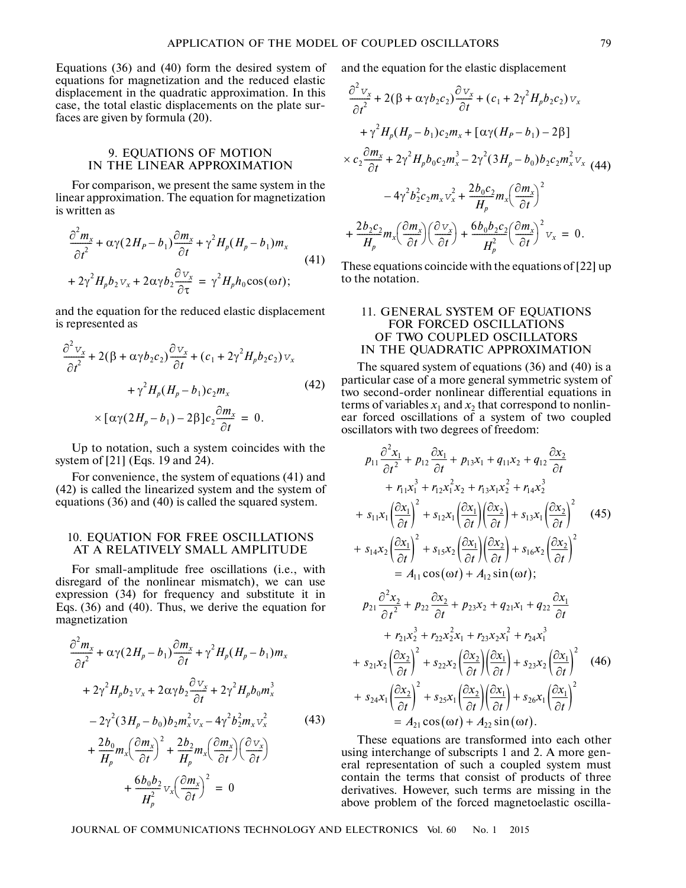Equations (36) and (40) form the desired system of equations for magnetization and the reduced elastic displacement in the quadratic approximation. In this case, the total elastic displacements on the plate surfaces are given by formula (20).

## 9. EQUATIONS OF MOTION IN THE LINEAR APPROXIMATION

For comparison, we present the same system in the linear approximation. The equation for magnetization is written as

$$\frac{\partial^2 m_x}{\partial t^2} + \alpha\gamma(2H_P - b_1)\frac{\partial m_x}{\partial t} + \gamma^2 H_p(H_p - b_1)m_x + 2\gamma^2 H_p b_2 v_x + 2\alpha\gamma b_2 \frac{\partial v_x}{\partial \tau} = \gamma^2 H_p h_0 \cos(\omega t); \tag{41}$$

and the equation for the reduced elastic displacement is represented as

$$\frac{\partial^2 v_x}{\partial t^2} + 2(\beta + \alpha\gamma b_2 c_2)\frac{\partial v_x}{\partial t} + (c_1 + 2\gamma^2 H_p b_2 c_2)v_x + \gamma^2 H_p(H_p - b_1)c_2 m_x \times [\alpha\gamma(2H_p - b_1) - 2\beta]c_2 \frac{\partial m_x}{\partial t} = 0. \tag{42}$$

Up to notation, such a system coincides with the system of [21] (Eqs. 19 and 24).

For convenience, the system of equations (41) and (42) is called the linearized system and the system of equations (36) and (40) is called the squared system.

## 10. EQUATION FOR FREE OSCILLATIONS AT A RELATIVELY SMALL AMPLITUDE

For small-amplitude free oscillations (i.e., with disregard of the nonlinear mismatch), we can use expression (34) for frequency and substitute it in Eqs. (36) and (40). Thus, we derive the equation for magnetization

$$\begin{aligned}
&\frac{\partial^2 m_x}{\partial t^2} + \alpha\gamma(2H_p - b_1)\frac{\partial m_x}{\partial t} + \gamma^2 H_p(H_p - b_1)m_x \\
&+ 2\gamma^2 H_p b_2 v_x + 2\alpha\gamma b_2 \frac{\partial v_x}{\partial t} + 2\gamma^2 H_p b_0 m_x^3 \\
&- 2\gamma^2(3H_p - b_0)b_2 m_x^2 v_x - 4\gamma^2 b_2^2 m_x v_x^2 \\
&+ \frac{2b_0}{H_p} m_x \left(\frac{\partial m_x}{\partial t}\right)^2 + \frac{2b_2}{H_p} m_x \left(\frac{\partial m_x}{\partial t}\right)\left(\frac{\partial v_x}{\partial t}\right) \\
&+ \frac{6b_0 b_2}{H_p^2} v_x \left(\frac{\partial m_x}{\partial t}\right)^2 = 0
\end{aligned} \tag{43}$$

and the equation for the elastic displacement

$$\begin{aligned}
&\frac{\partial^2 v_x}{\partial t^2} + 2(\beta + \alpha\gamma b_2 c_2)\frac{\partial v_x}{\partial t} + (c_1 + 2\gamma^2 H_p b_2 c_2)v_x \\
&+ \gamma^2 H_p(H_p - b_1)c_2 m_x + [\alpha\gamma(H_P - b_1) - 2\beta] \\
&\times c_2 \frac{\partial m_x}{\partial t} + 2\gamma^2 H_p b_0 c_2 m_x^3 - 2\gamma^2(3H_p - b_0)b_2 c_2 m_x^2 v_x \\
&- 4\gamma^2 b_2^2 c_2 m_x v_x^2 + \frac{2b_0 c_2}{H_p} m_x \left(\frac{\partial m_x}{\partial t}\right)^2 \\
&+ \frac{2b_2 c_2}{H_p} m_x \left(\frac{\partial m_x}{\partial t}\right)\left(\frac{\partial v_x}{\partial t}\right) + \frac{6b_0 b_2 c_2}{H_p^2}\left(\frac{\partial m_x}{\partial t}\right)^2 v_x = 0.
\end{aligned} \tag{44}$$

These equations coincide with the equations of [22] up to the notation.

## 11. GENERAL SYSTEM OF EQUATIONS FOR FORCED OSCILLATIONS OF TWO COUPLED OSCILLATORS IN THE QUADRATIC APPROXIMATION

The squared system of equations (36) and (40) is a particular case of a more general symmetric system of two second-order nonlinear differential equations in terms of variables $x_1$ and $x_2$ that correspond to nonlinear forced oscillations of a system of two coupled oscillators with two degrees of freedom:

$$\begin{aligned}
&p_{11}\frac{\partial^2 x_1}{\partial t^2} + p_{12}\frac{\partial x_1}{\partial t} + p_{13}x_1 + q_{11}x_2 + q_{12}\frac{\partial x_2}{\partial t} \\
&+ r_{11}x_1^3 + r_{12}x_1^2 x_2 + r_{13}x_1 x_2^2 + r_{14}x_2^3 \\
&+ s_{11}x_1\left(\frac{\partial x_1}{\partial t}\right)^2 + s_{12}x_1\left(\frac{\partial x_1}{\partial t}\right)\left(\frac{\partial x_2}{\partial t}\right) + s_{13}x_1\left(\frac{\partial x_2}{\partial t}\right)^2 \\
&+ s_{14}x_2\left(\frac{\partial x_1}{\partial t}\right)^2 + s_{15}x_2\left(\frac{\partial x_1}{\partial t}\right)\left(\frac{\partial x_2}{\partial t}\right) + s_{16}x_2\left(\frac{\partial x_2}{\partial t}\right)^2 \\
&= A_{11}\cos(\omega t) + A_{12}\sin(\omega t);
\end{aligned} \tag{45}$$

$$\begin{aligned}
&p_{21}\frac{\partial^2 x_2}{\partial t^2} + p_{22}\frac{\partial x_2}{\partial t} + p_{23}x_2 + q_{21}x_1 + q_{22}\frac{\partial x_1}{\partial t} \\
&+ r_{21}x_2^3 + r_{22}x_2^2 x_1 + r_{23}x_2 x_1^2 + r_{24}x_1^3 \\
&+ s_{21}x_2\left(\frac{\partial x_2}{\partial t}\right)^2 + s_{22}x_2\left(\frac{\partial x_2}{\partial t}\right)\left(\frac{\partial x_1}{\partial t}\right) + s_{23}x_2\left(\frac{\partial x_1}{\partial t}\right)^2 \\
&+ s_{24}x_1\left(\frac{\partial x_2}{\partial t}\right)^2 + s_{25}x_1\left(\frac{\partial x_2}{\partial t}\right)\left(\frac{\partial x_1}{\partial t}\right) + s_{26}x_1\left(\frac{\partial x_1}{\partial t}\right)^2 \\
&= A_{21}\cos(\omega t) + A_{22}\sin(\omega t).
\end{aligned} \tag{46}$$

These equations are transformed into each other using interchange of subscripts 1 and 2. A more general representation of such a coupled system must contain the terms that consist of products of three derivatives. However, such terms are missing in the above problem of the forced magnetoelastic oscilla-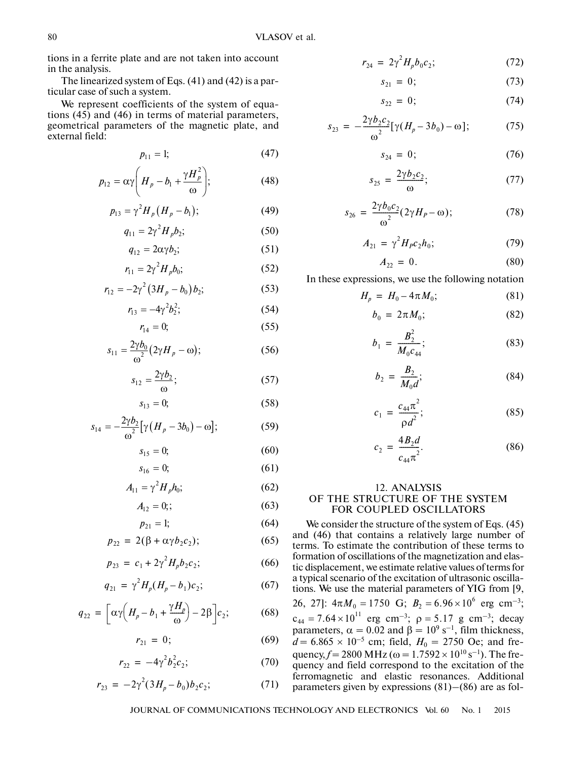tions in a ferrite plate and are not taken into account in the analysis.

The linearized system of Eqs. (41) and (42) is a particular case of such a system.

We represent coefficients of the system of equations (45) and (46) in terms of material parameters, geometrical parameters of the magnetic plate, and external field:

$$p_{11} = 1; \quad (47)$$

$$p_{12} = \alpha\gamma\left(H_p - b_1 + \frac{\gamma H_p^2}{\omega}\right); \quad (48)$$

$$p_{13} = \gamma^2 H_p\left(H_p - b_1\right); \quad (49)$$

$$q_{11} = 2\gamma^2 H_p b_2; \quad (50)$$

$$q_{12} = 2\alpha\gamma b_2; \quad (51)$$

$$r_{11} = 2\gamma^2 H_p b_0; \quad (52)$$

$$r_{12} = -2\gamma^2\left(3H_p - b_0\right)b_2; \quad (53)$$

$$r_{13} = -4\gamma^2 b_2^2; \quad (54)$$

$$r_{14} = 0; \quad (55)$$

$$s_{11} = \frac{2\gamma b_0}{\omega^2}\left(2\gamma H_p - \omega\right); \quad (56)$$

$$s_{12} = \frac{2\gamma b_2}{\omega}; \quad (57)$$

$$s_{13} = 0; \quad (58)$$

$$s_{14} = -\frac{2\gamma b_2}{\omega^2}\left[\gamma\left(H_p - 3b_0\right) - \omega\right]; \quad (59)$$

$$s_{15} = 0; \quad (60)$$

$$s_{16} = 0; \quad (61)$$

$$A_{11} = \gamma^2 H_p h_0; \quad (62)$$

$$A_{12} = 0;; \quad (63)$$

$$p_{21} = 1; \quad (64)$$

$$p_{22} = 2(\beta + \alpha\gamma b_2 c_2); \quad (65)$$

$$p_{23} = c_1 + 2\gamma^2 H_p b_2 c_2; \quad (66)$$

$$q_{21} = \gamma^2 H_p(H_p - b_1)c_2; \quad (67)$$

$$q_{22} = \left[\alpha\gamma\left(H_p - b_1 + \frac{\gamma H_p}{\omega}\right) - 2\beta\right]c_2; \quad (68)$$

$$r_{21} = 0; \quad (69)$$

$$r_{22} = -4\gamma^2 b_2^2 c_2; \quad (70)$$

$$r_{23} = -2\gamma^2(3H_p - b_0)b_2 c_2; \quad (71)$$

$$r_{24} = 2\gamma^2 H_p b_0 c_2; \quad (72)$$

$$s_{21} = 0; \quad (73)$$

$$s_{22} = 0; \quad (74)$$

$$s_{23} = -\frac{2\gamma b_2 c_2}{\omega^2}[\gamma(H_p - 3b_0) - \omega]; \quad (75)$$

$$s_{24} = 0; \quad (76)$$

$$s_{25} = \frac{2\gamma b_2 c_2}{\omega}; \quad (77)$$

$$s_{26} = \frac{2\gamma b_0 c_2}{\omega^2}(2\gamma H_P - \omega); \quad (78)$$

$$A_{21} = \gamma^2 H_P c_2 h_0; \quad (79)$$

$$A_{22} = 0. \quad (80)$$

In these expressions, we use the following notation

$$H_p = H_0 - 4\pi M_0; \quad (81)$$

$$b_0 = 2\pi M_0; \quad (82)$$

$$b_1 = \frac{B_2^2}{M_0 c_{44}}; \quad (83)$$

$$b_2 = \frac{B_2}{M_0 d}; \quad (84)$$

$$c_1 = \frac{c_{44}\pi^2}{\rho d^2}; \quad (85)$$

$$c_2 = \frac{4B_2 d}{c_{44}\pi^2}. \quad (86)$$

## 12. ANALYSIS OF THE STRUCTURE OF THE SYSTEM FOR COUPLED OSCILLATORS

We consider the structure of the system of Eqs. (45) and (46) that contains a relatively large number of terms. To estimate the contribution of these terms to formation of oscillations of the magnetization and elastic displacement, we estimate relative values of terms for a typical scenario of the excitation of ultrasonic oscillations. We use the material parameters of YIG from [9, 26, 27]: $4\pi M_0 = 1750$ G; $B_2 = 6.96 \times 10^6$ erg cm$^{-3}$; $c_{44} = 7.64 \times 10^{11}$ erg cm$^{-3}$; $\rho = 5.17$ g cm$^{-3}$; decay parameters, $\alpha = 0.02$ and $\beta = 10^9$ s$^{-1}$, film thickness, $d = 6.865 \times 10^{-5}$ cm; field, $H_0 = 2750$ Oe; and frequency, $f = 2800$ MHz ($\omega = 1.7592 \times 10^{10}$ s$^{-1}$). The frequency and field correspond to the excitation of the ferromagnetic and elastic resonances. Additional parameters given by expressions (81)–(86) are as fol-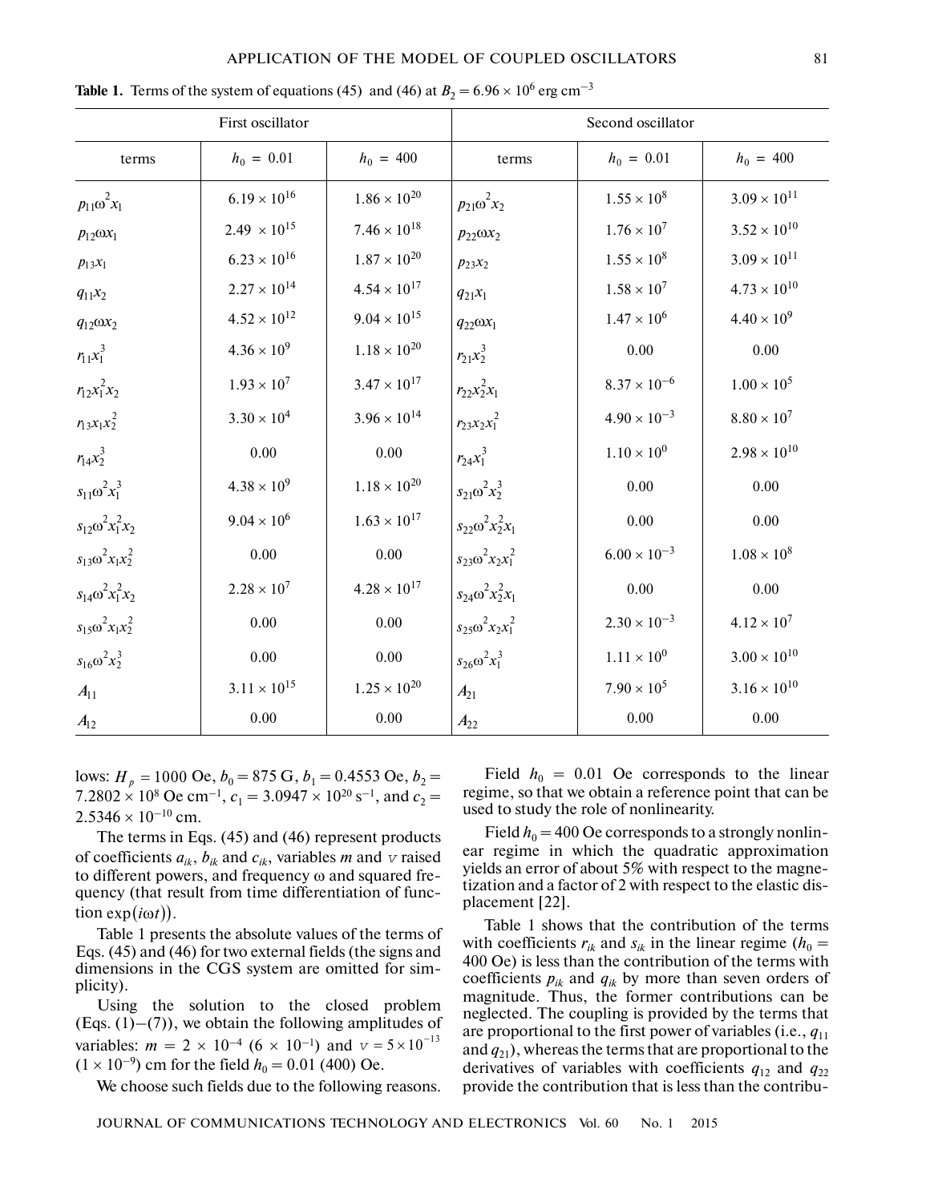**Table 1.** Terms of the system of equations (45) and (46) at $B_2 = 6.96 \times 10^6$ erg cm$^{-3}$

| First oscillator | | | Second oscillator | | |
|---|---|---|---|---|---|
| terms | $h_0$ = 0.01 | $h_0$ = 400 | terms | $h_0$ = 0.01 | $h_0$ = 400 |
| $p_{11}\omega^2 x_1$ | $6.19 \times 10^{16}$ | $1.86 \times 10^{20}$ | $p_{21}\omega^2 x_2$ | $1.55 \times 10^{8}$ | $3.09 \times 10^{11}$ |
| $p_{12}\omega x_1$ | $2.49 \times 10^{15}$ | $7.46 \times 10^{18}$ | $p_{22}\omega x_2$ | $1.76 \times 10^{7}$ | $3.52 \times 10^{10}$ |
| $p_{13}x_1$ | $6.23 \times 10^{16}$ | $1.87 \times 10^{20}$ | $p_{23}x_2$ | $1.55 \times 10^{8}$ | $3.09 \times 10^{11}$ |
| $q_{11}x_2$ | $2.27 \times 10^{14}$ | $4.54 \times 10^{17}$ | $q_{21}x_1$ | $1.58 \times 10^{7}$ | $4.73 \times 10^{10}$ |
| $q_{12}\omega x_2$ | $4.52 \times 10^{12}$ | $9.04 \times 10^{15}$ | $q_{22}\omega x_1$ | $1.47 \times 10^{6}$ | $4.40 \times 10^{9}$ |
| $r_{11}x_1^3$ | $4.36 \times 10^{9}$ | $1.18 \times 10^{20}$ | $r_{21}x_2^3$ | 0.00 | 0.00 |
| $r_{12}x_1^2 x_2$ | $1.93 \times 10^{7}$ | $3.47 \times 10^{17}$ | $r_{22}x_2^2 x_1$ | $8.37 \times 10^{-6}$ | $1.00 \times 10^{5}$ |
| $r_{13}x_1 x_2^2$ | $3.30 \times 10^{4}$ | $3.96 \times 10^{14}$ | $r_{23}x_2 x_1^2$ | $4.90 \times 10^{-3}$ | $8.80 \times 10^{7}$ |
| $r_{14}x_2^3$ | 0.00 | 0.00 | $r_{24}x_1^3$ | $1.10 \times 10^{0}$ | $2.98 \times 10^{10}$ |
| $s_{11}\omega^2 x_1^3$ | $4.38 \times 10^{9}$ | $1.18 \times 10^{20}$ | $s_{21}\omega^2 x_2^3$ | 0.00 | 0.00 |
| $s_{12}\omega^2 x_1^2 x_2$ | $9.04 \times 10^{6}$ | $1.63 \times 10^{17}$ | $s_{22}\omega^2 x_2^2 x_1$ | 0.00 | 0.00 |
| $s_{13}\omega^2 x_1 x_2^2$ | 0.00 | 0.00 | $s_{23}\omega^2 x_2 x_1^2$ | $6.00 \times 10^{-3}$ | $1.08 \times 10^{8}$ |
| $s_{14}\omega^2 x_1^2 x_2$ | $2.28 \times 10^{7}$ | $4.28 \times 10^{17}$ | $s_{24}\omega^2 x_2^2 x_1$ | 0.00 | 0.00 |
| $s_{15}\omega^2 x_1 x_2^2$ | 0.00 | 0.00 | $s_{25}\omega^2 x_2 x_1^2$ | $2.30 \times 10^{-3}$ | $4.12 \times 10^{7}$ |
| $s_{16}\omega^2 x_2^3$ | 0.00 | 0.00 | $s_{26}\omega^2 x_1^3$ | $1.11 \times 10^{0}$ | $3.00 \times 10^{10}$ |
| $A_{11}$ | $3.11 \times 10^{15}$ | $1.25 \times 10^{20}$ | $A_{21}$ | $7.90 \times 10^{5}$ | $3.16 \times 10^{10}$ |
| $A_{12}$ | 0.00 | 0.00 | $A_{22}$ | 0.00 | 0.00 |

lows: $H_p = 1000$ Oe, $b_0 = 875$ G, $b_1 = 0.4553$ Oe, $b_2 = 7.2802 \times 10^8$ Oe cm$^{-1}$, $c_1 = 3.0947 \times 10^{20}$ s$^{-1}$, and $c_2 = 2.5346 \times 10^{-10}$ cm.

The terms in Eqs. (45) and (46) represent products of coefficients $a_{ik}$, $b_{ik}$ and $c_{ik}$, variables $m$ and $v$ raised to different powers, and frequency $\omega$ and squared frequency (that result from time differentiation of function $\exp(i\omega t)$).

Table 1 presents the absolute values of the terms of Eqs. (45) and (46) for two external fields (the signs and dimensions in the CGS system are omitted for simplicity).

Using the solution to the closed problem (Eqs. (1)–(7)), we obtain the following amplitudes of variables: $m = 2 \times 10^{-4}$ ($6 \times 10^{-1}$) and $v = 5 \times 10^{-13}$ ($1 \times 10^{-9}$) cm for the field $h_0 = 0.01$ (400) Oe.

We choose such fields due to the following reasons.

Field $h_0 = 0.01$ Oe corresponds to the linear regime, so that we obtain a reference point that can be used to study the role of nonlinearity.

Field $h_0 = 400$ Oe corresponds to a strongly nonlinear regime in which the quadratic approximation yields an error of about 5% with respect to the magnetization and a factor of 2 with respect to the elastic displacement [22].

Table 1 shows that the contribution of the terms with coefficients $r_{ik}$ and $s_{ik}$ in the linear regime ($h_0 = 400$ Oe) is less than the contribution of the terms with coefficients $p_{ik}$ and $q_{ik}$ by more than seven orders of magnitude. Thus, the former contributions can be neglected. The coupling is provided by the terms that are proportional to the first power of variables (i.e., $q_{11}$ and $q_{21}$), whereas the terms that are proportional to the derivatives of variables with coefficients $q_{12}$ and $q_{22}$ provide the contribution that is less than the contribu-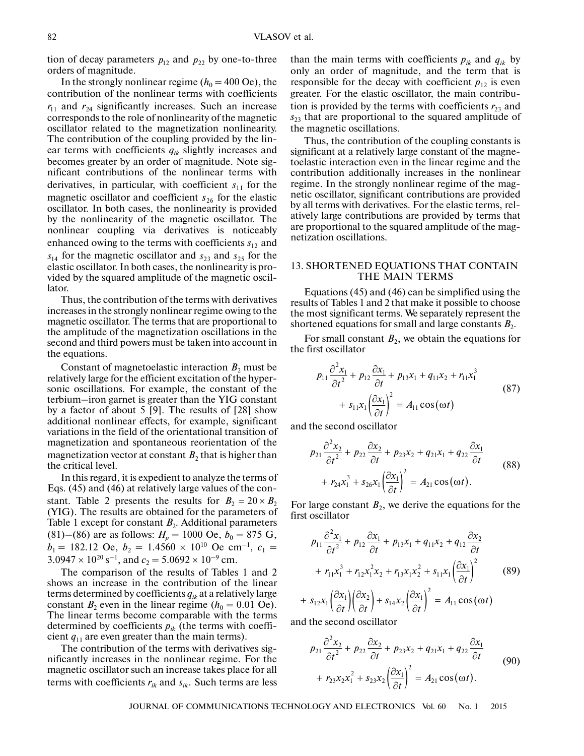tion of decay parameters $p_{12}$ and $p_{22}$ by one-to-three orders of magnitude.

In the strongly nonlinear regime ($h_0 = 400$ Oe), the contribution of the nonlinear terms with coefficients $r_{11}$ and $r_{24}$ significantly increases. Such an increase corresponds to the role of nonlinearity of the magnetic oscillator related to the magnetization nonlinearity. The contribution of the coupling provided by the linear terms with coefficients $q_{ik}$ slightly increases and becomes greater by an order of magnitude. Note significant contributions of the nonlinear terms with derivatives, in particular, with coefficient $s_{11}$ for the magnetic oscillator and coefficient $s_{26}$ for the elastic oscillator. In both cases, the nonlinearity is provided by the nonlinearity of the magnetic oscillator. The nonlinear coupling via derivatives is noticeably enhanced owing to the terms with coefficients $s_{12}$ and $s_{14}$ for the magnetic oscillator and $s_{23}$ and $s_{25}$ for the elastic oscillator. In both cases, the nonlinearity is provided by the squared amplitude of the magnetic oscillator.

Thus, the contribution of the terms with derivatives increases in the strongly nonlinear regime owing to the magnetic oscillator. The terms that are proportional to the amplitude of the magnetization oscillations in the second and third powers must be taken into account in the equations.

Constant of magnetoelastic interaction $B_2$ must be relatively large for the efficient excitation of the hypersonic oscillations. For example, the constant of the terbium–iron garnet is greater than the YIG constant by a factor of about 5 [9]. The results of [28] show additional nonlinear effects, for example, significant variations in the field of the orientational transition of magnetization and spontaneous reorientation of the magnetization vector at constant $B_2$ that is higher than the critical level.

In this regard, it is expedient to analyze the terms of Eqs. (45) and (46) at relatively large values of the constant. Table 2 presents the results for $B_2 = 20 \times B_2$ (YIG). The results are obtained for the parameters of Table 1 except for constant $B_2$. Additional parameters (81)–(86) are as follows: $H_p = 1000$ Oe, $b_0 = 875$ G, $b_1 = 182.12$ Oe, $b_2 = 1.4560 \times 10^{10}$ Oe cm$^{-1}$, $c_1 = 3.0947 \times 10^{20}$ s$^{-1}$, and $c_2 = 5.0692 \times 10^{-9}$ cm.

The comparison of the results of Tables 1 and 2 shows an increase in the contribution of the linear terms determined by coefficients $q_{ik}$ at a relatively large constant $B_2$ even in the linear regime ($h_0 = 0.01$ Oe). The linear terms become comparable with the terms determined by coefficients $p_{ik}$ (the terms with coefficient $q_{11}$ are even greater than the main terms).

The contribution of the terms with derivatives significantly increases in the nonlinear regime. For the magnetic oscillator such an increase takes place for all terms with coefficients $r_{ik}$ and $s_{ik}$. Such terms are less than the main terms with coefficients $p_{ik}$ and $q_{ik}$ by only an order of magnitude, and the term that is responsible for the decay with coefficient $p_{12}$ is even greater. For the elastic oscillator, the main contribution is provided by the terms with coefficients $r_{23}$ and $s_{23}$ that are proportional to the squared amplitude of the magnetic oscillations.

Thus, the contribution of the coupling constants is significant at a relatively large constant of the magnetoelastic interaction even in the linear regime and the contribution additionally increases in the nonlinear regime. In the strongly nonlinear regime of the magnetic oscillator, significant contributions are provided by all terms with derivatives. For the elastic terms, relatively large contributions are provided by terms that are proportional to the squared amplitude of the magnetization oscillations.

## 13. SHORTENED EQUATIONS THAT CONTAIN THE MAIN TERMS

Equations (45) and (46) can be simplified using the results of Tables 1 and 2 that make it possible to choose the most significant terms. We separately represent the shortened equations for small and large constants $B_2$.

For small constant $B_2$, we obtain the equations for the first oscillator

$$p_{11}\frac{\partial^2 x_1}{\partial t^2} + p_{12}\frac{\partial x_1}{\partial t} + p_{13}x_1 + q_{11}x_2 + r_{11}x_1^3 + s_{11}x_1\left(\frac{\partial x_1}{\partial t}\right)^2 = A_{11}\cos(\omega t) \tag{87}$$

and the second oscillator

$$p_{21}\frac{\partial^2 x_2}{\partial t^2} + p_{22}\frac{\partial x_2}{\partial t} + p_{23}x_2 + q_{21}x_1 + q_{22}\frac{\partial x_1}{\partial t} + r_{24}x_1^3 + s_{26}x_1\left(\frac{\partial x_1}{\partial t}\right)^2 = A_{21}\cos(\omega t). \tag{88}$$

For large constant $B_2$, we derive the equations for the first oscillator

$$p_{11}\frac{\partial^2 x_1}{\partial t^2} + p_{12}\frac{\partial x_1}{\partial t} + p_{13}x_1 + q_{11}x_2 + q_{12}\frac{\partial x_2}{\partial t} + r_{11}x_1^3 + r_{12}x_1^2x_2 + r_{13}x_1x_2^2 + s_{11}x_1\left(\frac{\partial x_1}{\partial t}\right)^2 + s_{12}x_1\left(\frac{\partial x_1}{\partial t}\right)\left(\frac{\partial x_2}{\partial t}\right) + s_{14}x_2\left(\frac{\partial x_1}{\partial t}\right)^2 = A_{11}\cos(\omega t) \tag{89}$$

and the second oscillator

$$p_{21}\frac{\partial^2 x_2}{\partial t^2} + p_{22}\frac{\partial x_2}{\partial t} + p_{23}x_2 + q_{21}x_1 + q_{22}\frac{\partial x_1}{\partial t} + r_{23}x_2x_1^2 + s_{23}x_2\left(\frac{\partial x_1}{\partial t}\right)^2 = A_{21}\cos(\omega t). \tag{90}$$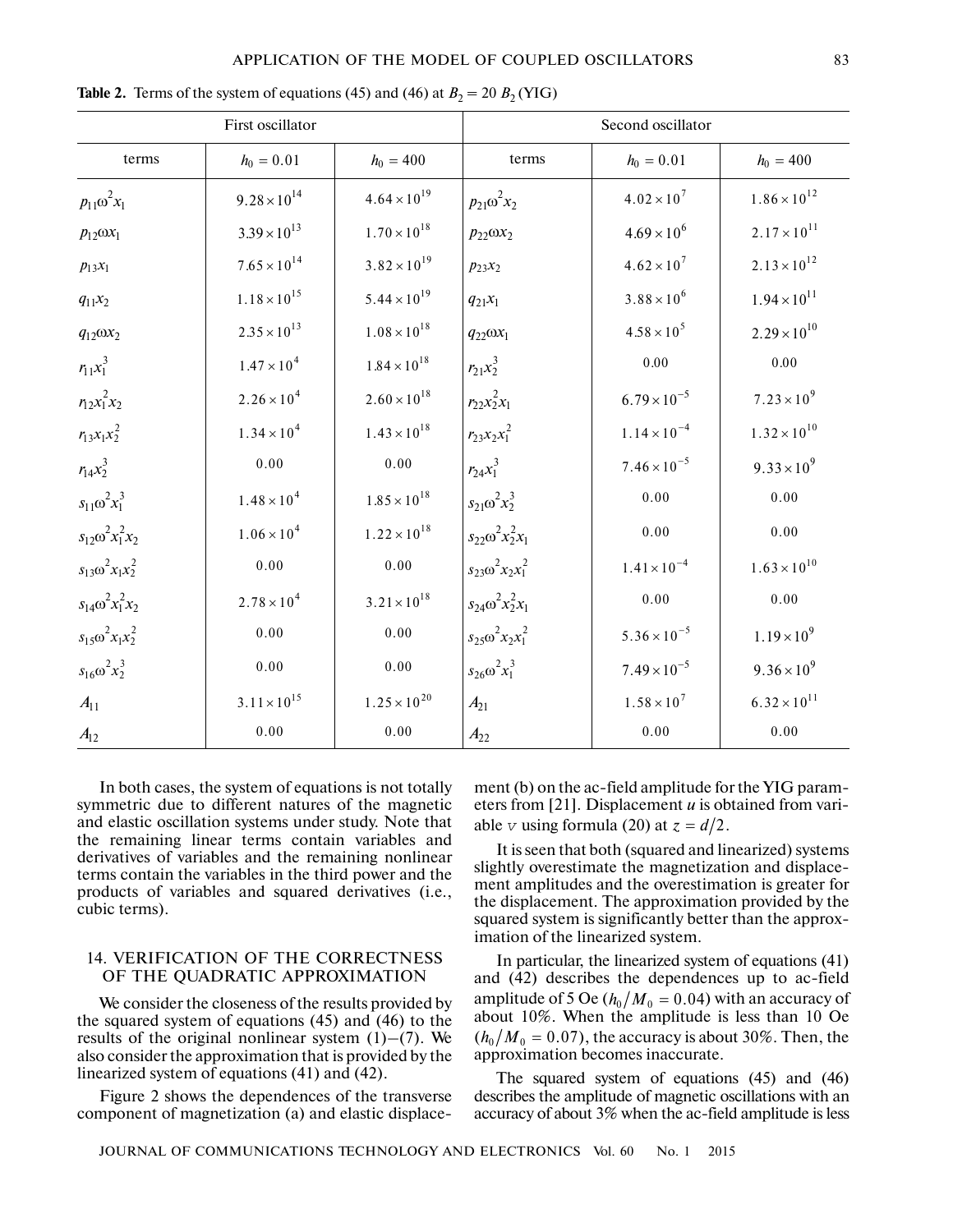**Table 2.** Terms of the system of equations (45) and (46) at $B_2 = 20\ B_2$ (YIG)

| First oscillator | | | Second oscillator | | |
|---|---|---|---|---|---|
| terms | $h_0 = 0.01$ | $h_0 = 400$ | terms | $h_0 = 0.01$ | $h_0 = 400$ |
| $p_{11}\omega^2 x_1$ | $9.28\times10^{14}$ | $4.64\times10^{19}$ | $p_{21}\omega^2 x_2$ | $4.02\times10^{7}$ | $1.86\times10^{12}$ |
| $p_{12}\omega x_1$ | $3.39\times10^{13}$ | $1.70\times10^{18}$ | $p_{22}\omega x_2$ | $4.69\times10^{6}$ | $2.17\times10^{11}$ |
| $p_{13}x_1$ | $7.65\times10^{14}$ | $3.82\times10^{19}$ | $p_{23}x_2$ | $4.62\times10^{7}$ | $2.13\times10^{12}$ |
| $q_{11}x_2$ | $1.18\times10^{15}$ | $5.44\times10^{19}$ | $q_{21}x_1$ | $3.88\times10^{6}$ | $1.94\times10^{11}$ |
| $q_{12}\omega x_2$ | $2.35\times10^{13}$ | $1.08\times10^{18}$ | $q_{22}\omega x_1$ | $4.58\times10^{5}$ | $2.29\times10^{10}$ |
| $r_{11}x_1^3$ | $1.47\times10^{4}$ | $1.84\times10^{18}$ | $r_{21}x_2^3$ | 0.00 | 0.00 |
| $r_{12}x_1^2x_2$ | $2.26\times10^{4}$ | $2.60\times10^{18}$ | $r_{22}x_2^2x_1$ | $6.79\times10^{-5}$ | $7.23\times10^{9}$ |
| $r_{13}x_1x_2^2$ | $1.34\times10^{4}$ | $1.43\times10^{18}$ | $r_{23}x_2x_1^2$ | $1.14\times10^{-4}$ | $1.32\times10^{10}$ |
| $r_{14}x_2^3$ | 0.00 | 0.00 | $r_{24}x_1^3$ | $7.46\times10^{-5}$ | $9.33\times10^{9}$ |
| $s_{11}\omega^2x_1^3$ | $1.48\times10^{4}$ | $1.85\times10^{18}$ | $s_{21}\omega^2x_2^3$ | 0.00 | 0.00 |
| $s_{12}\omega^2x_1^2x_2$ | $1.06\times10^{4}$ | $1.22\times10^{18}$ | $s_{22}\omega^2x_2^2x_1$ | 0.00 | 0.00 |
| $s_{13}\omega^2x_1x_2^2$ | 0.00 | 0.00 | $s_{23}\omega^2x_2x_1^2$ | $1.41\times10^{-4}$ | $1.63\times10^{10}$ |
| $s_{14}\omega^2x_1^2x_2$ | $2.78\times10^{4}$ | $3.21\times10^{18}$ | $s_{24}\omega^2x_2^2x_1$ | 0.00 | 0.00 |
| $s_{15}\omega^2x_1x_2^2$ | 0.00 | 0.00 | $s_{25}\omega^2x_2x_1^2$ | $5.36\times10^{-5}$ | $1.19\times10^{9}$ |
| $s_{16}\omega^2x_2^3$ | 0.00 | 0.00 | $s_{26}\omega^2x_1^3$ | $7.49\times10^{-5}$ | $9.36\times10^{9}$ |
| $A_{11}$ | $3.11\times10^{15}$ | $1.25\times10^{20}$ | $A_{21}$ | $1.58\times10^{7}$ | $6.32\times10^{11}$ |
| $A_{12}$ | 0.00 | 0.00 | $A_{22}$ | 0.00 | 0.00 |

In both cases, the system of equations is not totally symmetric due to different natures of the magnetic and elastic oscillation systems under study. Note that the remaining linear terms contain variables and derivatives of variables and the remaining nonlinear terms contain the variables in the third power and the products of variables and squared derivatives (i.e., cubic terms).

## 14. VERIFICATION OF THE CORRECTNESS OF THE QUADRATIC APPROXIMATION

We consider the closeness of the results provided by the squared system of equations (45) and (46) to the results of the original nonlinear system (1)–(7). We also consider the approximation that is provided by the linearized system of equations (41) and (42).

Figure 2 shows the dependences of the transverse component of magnetization (a) and elastic displacement (b) on the ac-field amplitude for the YIG parameters from [21]. Displacement $u$ is obtained from variable $v$ using formula (20) at $z = d/2$.

It is seen that both (squared and linearized) systems slightly overestimate the magnetization and displacement amplitudes and the overestimation is greater for the displacement. The approximation provided by the squared system is significantly better than the approximation of the linearized system.

In particular, the linearized system of equations (41) and (42) describes the dependences up to ac-field amplitude of 5 Oe ($h_0/M_0 = 0.04$) with an accuracy of about 10%. When the amplitude is less than 10 Oe ($h_0/M_0 = 0.07$), the accuracy is about 30%. Then, the approximation becomes inaccurate.

The squared system of equations (45) and (46) describes the amplitude of magnetic oscillations with an accuracy of about 3% when the ac-field amplitude is less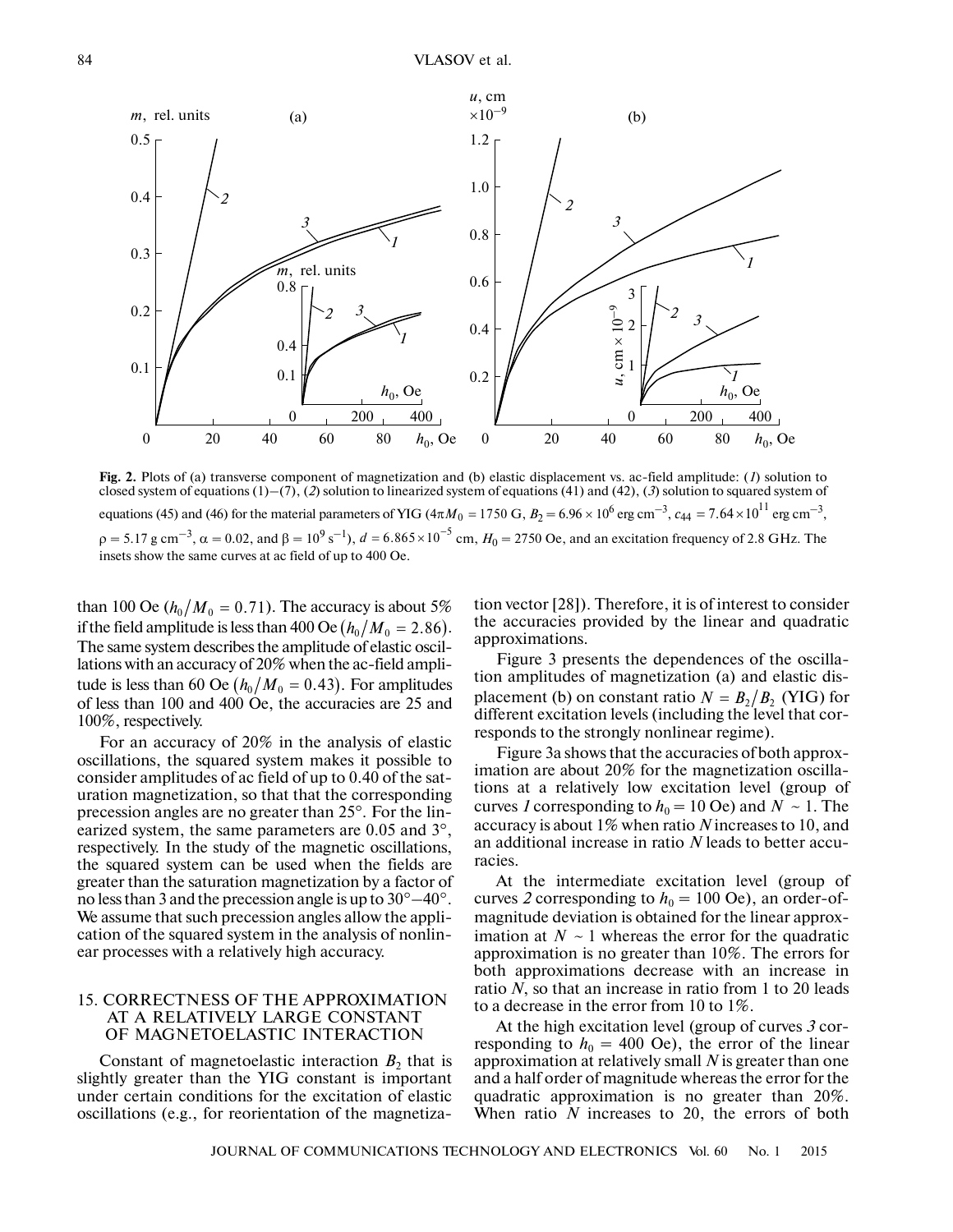**Fig. 2.** Plots of (a) transverse component of magnetization and (b) elastic displacement vs. ac-field amplitude: (*1*) solution to closed system of equations (1)–(7), (*2*) solution to linearized system of equations (41) and (42), (*3*) solution to squared system of equations (45) and (46) for the material parameters of YIG ($4\pi M_0 = 1750$ G, $B_2 = 6.96 \times 10^6$ erg cm$^{-3}$, $c_{44} = 7.64 \times 10^{11}$ erg cm$^{-3}$, $\rho = 5.17$ g cm$^{-3}$, $\alpha = 0.02$, and $\beta = 10^9$ s$^{-1}$), $d = 6.865 \times 10^{-5}$ cm, $H_0 = 2750$ Oe, and an excitation frequency of 2.8 GHz. The insets show the same curves at ac field of up to 400 Oe.

than 100 Oe ($h_0/M_0 = 0.71$). The accuracy is about 5% if the field amplitude is less than 400 Oe ($h_0/M_0 = 2.86$). The same system describes the amplitude of elastic oscillations with an accuracy of 20% when the ac-field amplitude is less than 60 Oe ($h_0/M_0 = 0.43$). For amplitudes of less than 100 and 400 Oe, the accuracies are 25 and 100%, respectively.

For an accuracy of 20% in the analysis of elastic oscillations, the squared system makes it possible to consider amplitudes of ac field of up to 0.40 of the saturation magnetization, so that that the corresponding precession angles are no greater than 25°. For the linearized system, the same parameters are 0.05 and 3°, respectively. In the study of the magnetic oscillations, the squared system can be used when the fields are greater than the saturation magnetization by a factor of no less than 3 and the precession angle is up to 30°–40°. We assume that such precession angles allow the application of the squared system in the analysis of nonlinear processes with a relatively high accuracy.

## 15. CORRECTNESS OF THE APPROXIMATION AT A RELATIVELY LARGE CONSTANT OF MAGNETOELASTIC INTERACTION

Constant of magnetoelastic interaction $B_2$ that is slightly greater than the YIG constant is important under certain conditions for the excitation of elastic oscillations (e.g., for reorientation of the magnetization vector [28]). Therefore, it is of interest to consider the accuracies provided by the linear and quadratic approximations.

Figure 3 presents the dependences of the oscillation amplitudes of magnetization (a) and elastic displacement (b) on constant ratio $N = B_2/B_2$ (YIG) for different excitation levels (including the level that corresponds to the strongly nonlinear regime).

Figure 3a shows that the accuracies of both approximation are about 20% for the magnetization oscillations at a relatively low excitation level (group of curves *1* corresponding to $h_0 = 10$ Oe) and $N \sim 1$. The accuracy is about 1% when ratio $N$ increases to 10, and an additional increase in ratio $N$ leads to better accuracies.

At the intermediate excitation level (group of curves *2* corresponding to $h_0 = 100$ Oe), an order-of-magnitude deviation is obtained for the linear approximation at $N \sim 1$ whereas the error for the quadratic approximation is no greater than 10%. The errors for both approximations decrease with an increase in ratio $N$, so that an increase in ratio from 1 to 20 leads to a decrease in the error from 10 to 1%.

At the high excitation level (group of curves *3* corresponding to $h_0 = 400$ Oe), the error of the linear approximation at relatively small $N$ is greater than one and a half order of magnitude whereas the error for the quadratic approximation is no greater than 20%. When ratio $N$ increases to 20, the errors of both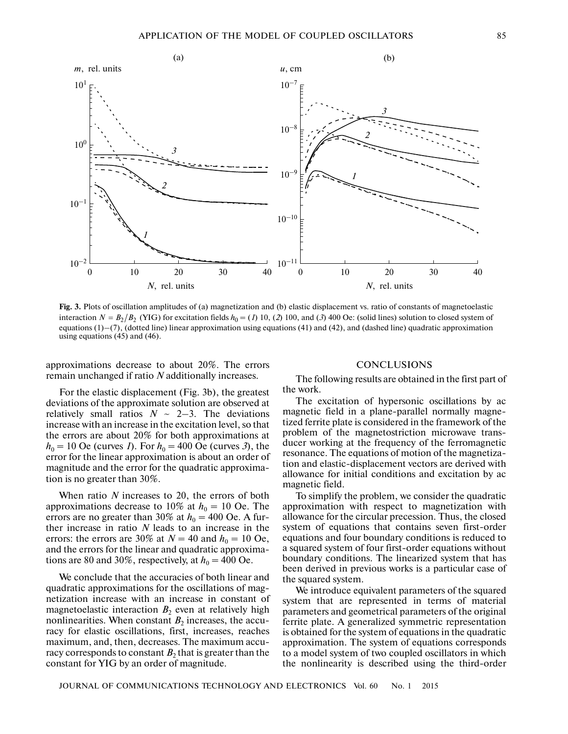**Fig. 3.** Plots of oscillation amplitudes of (a) magnetization and (b) elastic displacement vs. ratio of constants of magnetoelastic interaction $N = B_2/B_2$ (YIG) for excitation fields $h_0$ = (*1*) 10, (*2*) 100, and (*3*) 400 Oe: (solid lines) solution to closed system of equations (1)–(7), (dotted line) linear approximation using equations (41) and (42), and (dashed line) quadratic approximation using equations (45) and (46).

approximations decrease to about 20%. The errors remain unchanged if ratio $N$ additionally increases.

For the elastic displacement (Fig. 3b), the greatest deviations of the approximate solution are observed at relatively small ratios $N \sim 2$–3. The deviations increase with an increase in the excitation level, so that the errors are about 20% for both approximations at $h_0 = 10$ Oe (curves *1*). For $h_0 = 400$ Oe (curves *3*), the error for the linear approximation is about an order of magnitude and the error for the quadratic approximation is no greater than 30%.

When ratio $N$ increases to 20, the errors of both approximations decrease to 10% at $h_0 = 10$ Oe. The errors are no greater than 30% at $h_0 = 400$ Oe. A further increase in ratio $N$ leads to an increase in the errors: the errors are 30% at $N = 40$ and $h_0 = 10$ Oe, and the errors for the linear and quadratic approximations are 80 and 30%, respectively, at $h_0 = 400$ Oe.

We conclude that the accuracies of both linear and quadratic approximations for the oscillations of magnetization increase with an increase in constant of magnetoelastic interaction $B_2$ even at relatively high nonlinearities. When constant $B_2$ increases, the accuracy for elastic oscillations, first, increases, reaches maximum, and, then, decreases. The maximum accuracy corresponds to constant $B_2$ that is greater than the constant for YIG by an order of magnitude.

## CONCLUSIONS

The following results are obtained in the first part of the work.

The excitation of hypersonic oscillations by ac magnetic field in a plane-parallel normally magnetized ferrite plate is considered in the framework of the problem of the magnetostriction microwave transducer working at the frequency of the ferromagnetic resonance. The equations of motion of the magnetization and elastic-displacement vectors are derived with allowance for initial conditions and excitation by ac magnetic field.

To simplify the problem, we consider the quadratic approximation with respect to magnetization with allowance for the circular precession. Thus, the closed system of equations that contains seven first-order equations and four boundary conditions is reduced to a squared system of four first-order equations without boundary conditions. The linearized system that has been derived in previous works is a particular case of the squared system.

We introduce equivalent parameters of the squared system that are represented in terms of material parameters and geometrical parameters of the original ferrite plate. A generalized symmetric representation is obtained for the system of equations in the quadratic approximation. The system of equations corresponds to a model system of two coupled oscillators in which the nonlinearity is described using the third-order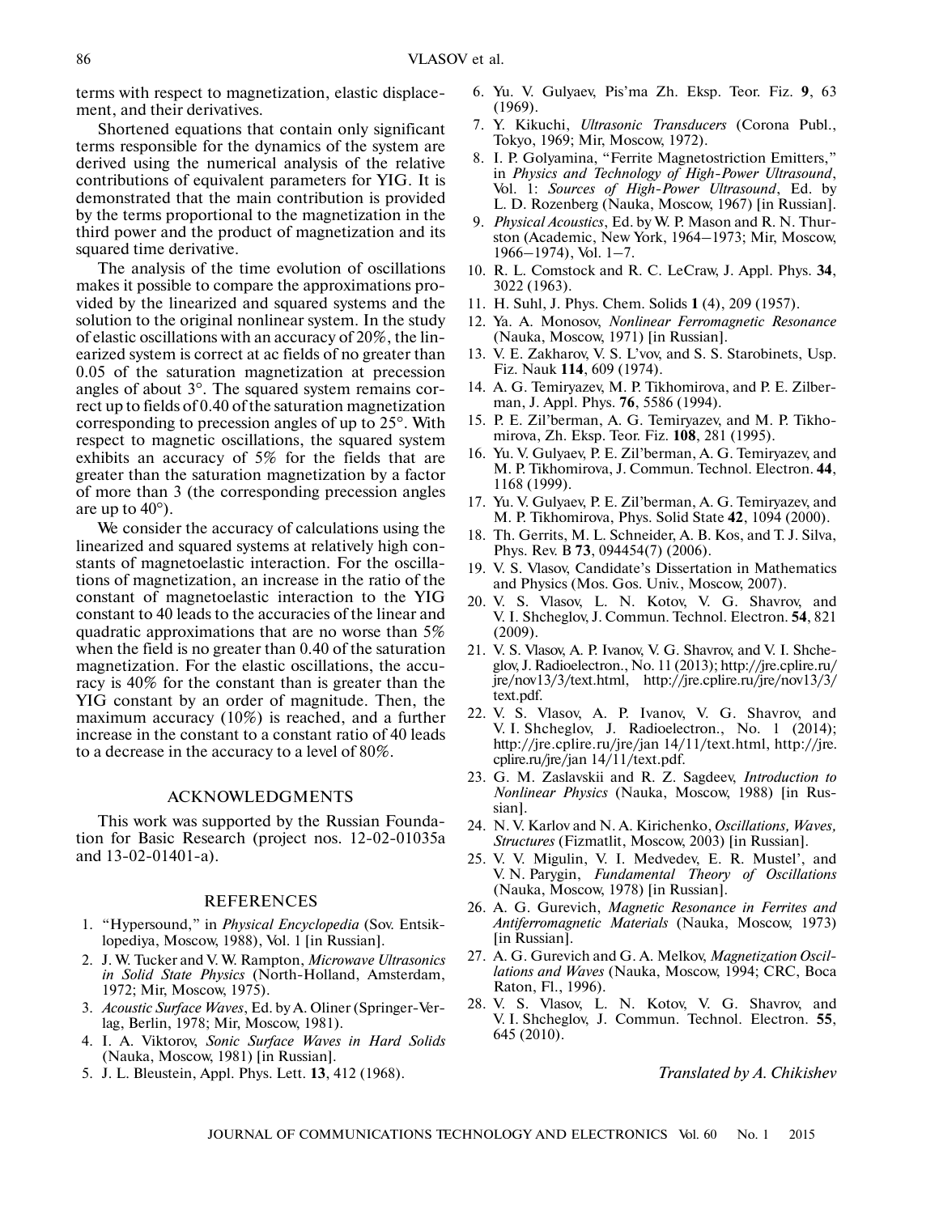terms with respect to magnetization, elastic displacement, and their derivatives.

Shortened equations that contain only significant terms responsible for the dynamics of the system are derived using the numerical analysis of the relative contributions of equivalent parameters for YIG. It is demonstrated that the main contribution is provided by the terms proportional to the magnetization in the third power and the product of magnetization and its squared time derivative.

The analysis of the time evolution of oscillations makes it possible to compare the approximations provided by the linearized and squared systems and the solution to the original nonlinear system. In the study of elastic oscillations with an accuracy of 20%, the linearized system is correct at ac fields of no greater than 0.05 of the saturation magnetization at precession angles of about 3°. The squared system remains correct up to fields of 0.40 of the saturation magnetization corresponding to precession angles of up to 25°. With respect to magnetic oscillations, the squared system exhibits an accuracy of 5% for the fields that are greater than the saturation magnetization by a factor of more than 3 (the corresponding precession angles are up to 40°).

We consider the accuracy of calculations using the linearized and squared systems at relatively high constants of magnetoelastic interaction. For the oscillations of magnetization, an increase in the ratio of the constant of magnetoelastic interaction to the YIG constant to 40 leads to the accuracies of the linear and quadratic approximations that are no worse than 5% when the field is no greater than 0.40 of the saturation magnetization. For the elastic oscillations, the accuracy is 40% for the constant than is greater than the YIG constant by an order of magnitude. Then, the maximum accuracy (10%) is reached, and a further increase in the constant to a constant ratio of 40 leads to a decrease in the accuracy to a level of 80%.

## ACKNOWLEDGMENTS

This work was supported by the Russian Foundation for Basic Research (project nos. 12-02-01035a and 13-02-01401-a).

## REFERENCES

1. "Hypersound," in *Physical Encyclopedia* (Sov. Entsiklopediya, Moscow, 1988), Vol. 1 [in Russian].
2. J. W. Tucker and V. W. Rampton, *Microwave Ultrasonics in Solid State Physics* (North-Holland, Amsterdam, 1972; Mir, Moscow, 1975).
3. *Acoustic Surface Waves*, Ed. by A. Oliner (Springer-Verlag, Berlin, 1978; Mir, Moscow, 1981).
4. I. A. Viktorov, *Sonic Surface Waves in Hard Solids* (Nauka, Moscow, 1981) [in Russian].
5. J. L. Bleustein, Appl. Phys. Lett. **13**, 412 (1968).
6. Yu. V. Gulyaev, Pis'ma Zh. Eksp. Teor. Fiz. **9**, 63 (1969).
7. Y. Kikuchi, *Ultrasonic Transducers* (Corona Publ., Tokyo, 1969; Mir, Moscow, 1972).
8. I. P. Golyamina, "Ferrite Magnetostriction Emitters," in *Physics and Technology of High-Power Ultrasound*, Vol. 1: *Sources of High-Power Ultrasound*, Ed. by L. D. Rozenberg (Nauka, Moscow, 1967) [in Russian].
9. *Physical Acoustics*, Ed. by W. P. Mason and R. N. Thurston (Academic, New York, 1964–1973; Mir, Moscow, 1966–1974), Vol. 1–7.
10. R. L. Comstock and R. C. LeCraw, J. Appl. Phys. **34**, 3022 (1963).
11. H. Suhl, J. Phys. Chem. Solids **1** (4), 209 (1957).
12. Ya. A. Monosov, *Nonlinear Ferromagnetic Resonance* (Nauka, Moscow, 1971) [in Russian].
13. V. E. Zakharov, V. S. L'vov, and S. S. Starobinets, Usp. Fiz. Nauk **114**, 609 (1974).
14. A. G. Temiryazev, M. P. Tikhomirova, and P. E. Zilberman, J. Appl. Phys. **76**, 5586 (1994).
15. P. E. Zil'berman, A. G. Temiryazev, and M. P. Tikhomirova, Zh. Eksp. Teor. Fiz. **108**, 281 (1995).
16. Yu. V. Gulyaev, P. E. Zil'berman, A. G. Temiryazev, and M. P. Tikhomirova, J. Commun. Technol. Electron. **44**, 1168 (1999).
17. Yu. V. Gulyaev, P. E. Zil'berman, A. G. Temiryazev, and M. P. Tikhomirova, Phys. Solid State **42**, 1094 (2000).
18. Th. Gerrits, M. L. Schneider, A. B. Kos, and T. J. Silva, Phys. Rev. B **73**, 094454(7) (2006).
19. V. S. Vlasov, Candidate's Dissertation in Mathematics and Physics (Mos. Gos. Univ., Moscow, 2007).
20. V. S. Vlasov, L. N. Kotov, V. G. Shavrov, and V. I. Shcheglov, J. Commun. Technol. Electron. **54**, 821 (2009).
21. V. S. Vlasov, A. P. Ivanov, V. G. Shavrov, and V. I. Shcheglov, J. Radioelectron., No. 11 (2013); http://jre.cplire.ru/jre/nov13/3/text.html, http://jre.cplire.ru/jre/nov13/3/text.pdf.
22. V. S. Vlasov, A. P. Ivanov, V. G. Shavrov, and V. I. Shcheglov, J. Radioelectron., No. 1 (2014); http://jre.cplire.ru/jre/jan 14/11/text.html, http://jre.cplire.ru/jre/jan 14/11/text.pdf.
23. G. M. Zaslavskii and R. Z. Sagdeev, *Introduction to Nonlinear Physics* (Nauka, Moscow, 1988) [in Russian].
24. N. V. Karlov and N. A. Kirichenko, *Oscillations, Waves, Structures* (Fizmatlit, Moscow, 2003) [in Russian].
25. V. V. Migulin, V. I. Medvedev, E. R. Mustel', and V. N. Parygin, *Fundamental Theory of Oscillations* (Nauka, Moscow, 1978) [in Russian].
26. A. G. Gurevich, *Magnetic Resonance in Ferrites and Antiferromagnetic Materials* (Nauka, Moscow, 1973) [in Russian].
27. A. G. Gurevich and G. A. Melkov, *Magnetization Oscillations and Waves* (Nauka, Moscow, 1994; CRC, Boca Raton, Fl., 1996).
28. V. S. Vlasov, L. N. Kotov, V. G. Shavrov, and V. I. Shcheglov, J. Commun. Technol. Electron. **55**, 645 (2010).

*Translated by A. Chikishev*